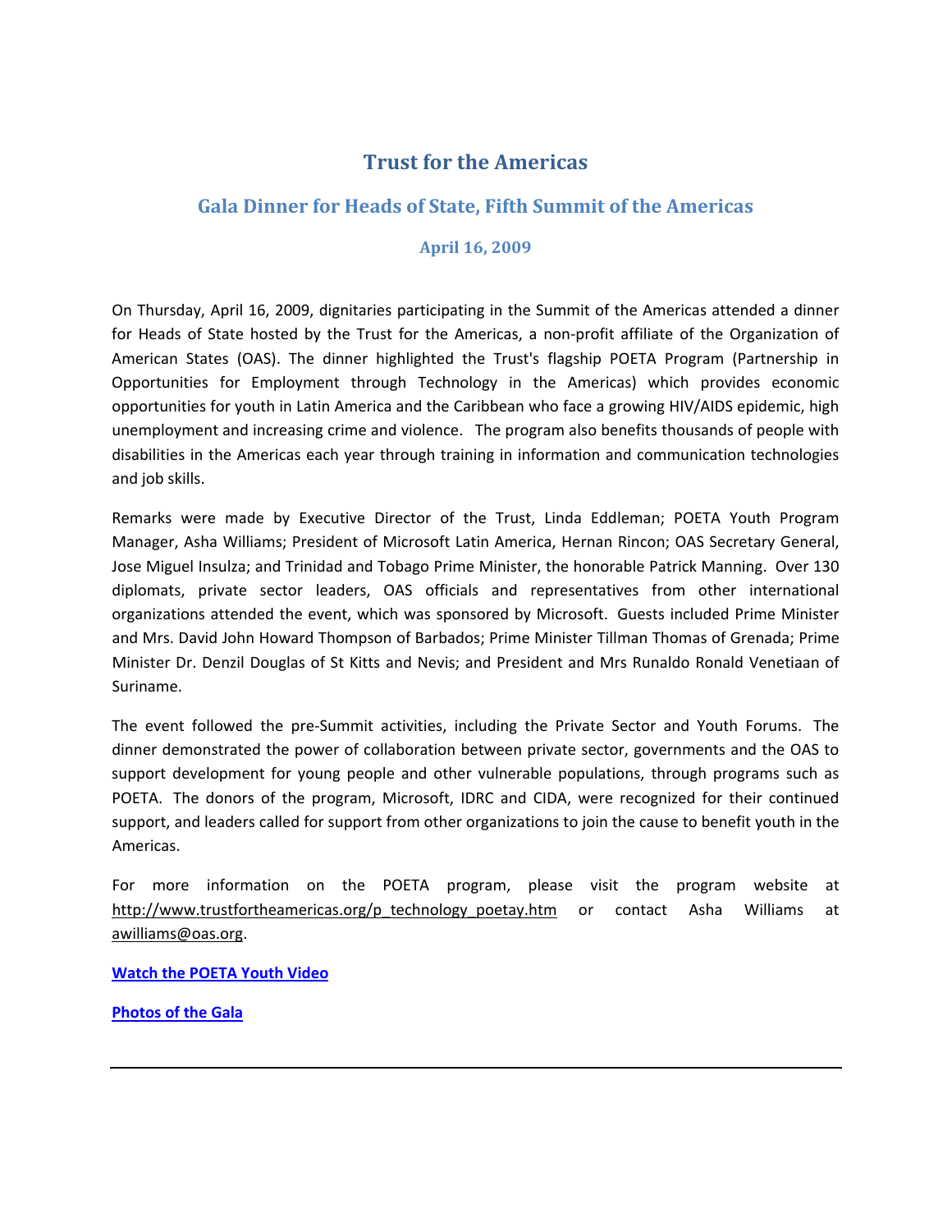# Trust for the Americas

## Gala Dinner for Heads of State, Fifth Summit of the Americas

### April 16, 2009

On Thursday, April 16, 2009, dignitaries participating in the Summit of the Americas attended a dinner for Heads of State hosted by the Trust for the Americas, a non-profit affiliate of the Organization of American States (OAS). The dinner highlighted the Trust's flagship POETA Program (Partnership in Opportunities for Employment through Technology in the Americas) which provides economic opportunities for youth in Latin America and the Caribbean who face a growing HIV/AIDS epidemic, high unemployment and increasing crime and violence. The program also benefits thousands of people with disabilities in the Americas each year through training in information and communication technologies and job skills.

Remarks were made by Executive Director of the Trust, Linda Eddleman; POETA Youth Program Manager, Asha Williams; President of Microsoft Latin America, Hernan Rincon; OAS Secretary General, Jose Miguel Insulza; and Trinidad and Tobago Prime Minister, the honorable Patrick Manning. Over 130 diplomats, private sector leaders, OAS officials and representatives from other international organizations attended the event, which was sponsored by Microsoft. Guests included Prime Minister and Mrs. David John Howard Thompson of Barbados; Prime Minister Tillman Thomas of Grenada; Prime Minister Dr. Denzil Douglas of St Kitts and Nevis; and President and Mrs Runaldo Ronald Venetiaan of Suriname.

The event followed the pre-Summit activities, including the Private Sector and Youth Forums. The dinner demonstrated the power of collaboration between private sector, governments and the OAS to support development for young people and other vulnerable populations, through programs such as POETA. The donors of the program, Microsoft, IDRC and CIDA, were recognized for their continued support, and leaders called for support from other organizations to join the cause to benefit youth in the Americas.

For more information on the POETA program, please visit the program website at http://www.trustfortheamericas.org/p_technology_poetay.htm or contact Asha Williams at awilliams@oas.org.

**Watch the POETA Youth Video**

**Photos of the Gala**

---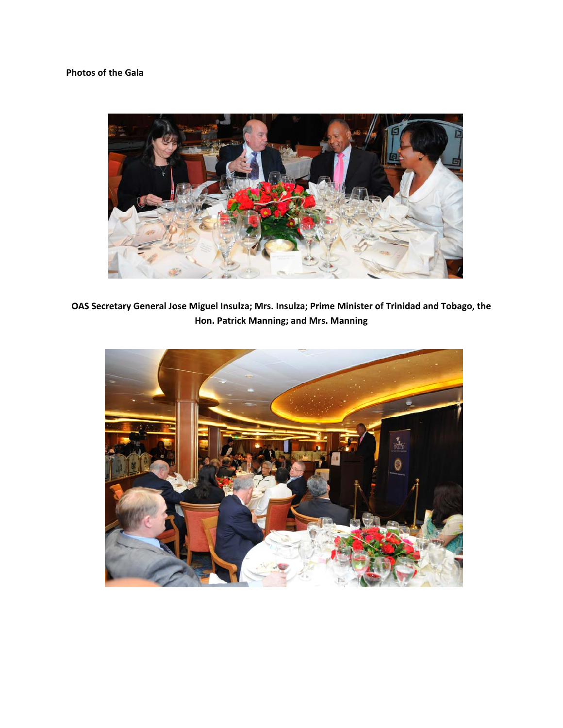**Photos of the Gala**

**OAS Secretary General Jose Miguel Insulza; Mrs. Insulza; Prime Minister of Trinidad and Tobago, the Hon. Patrick Manning; and Mrs. Manning**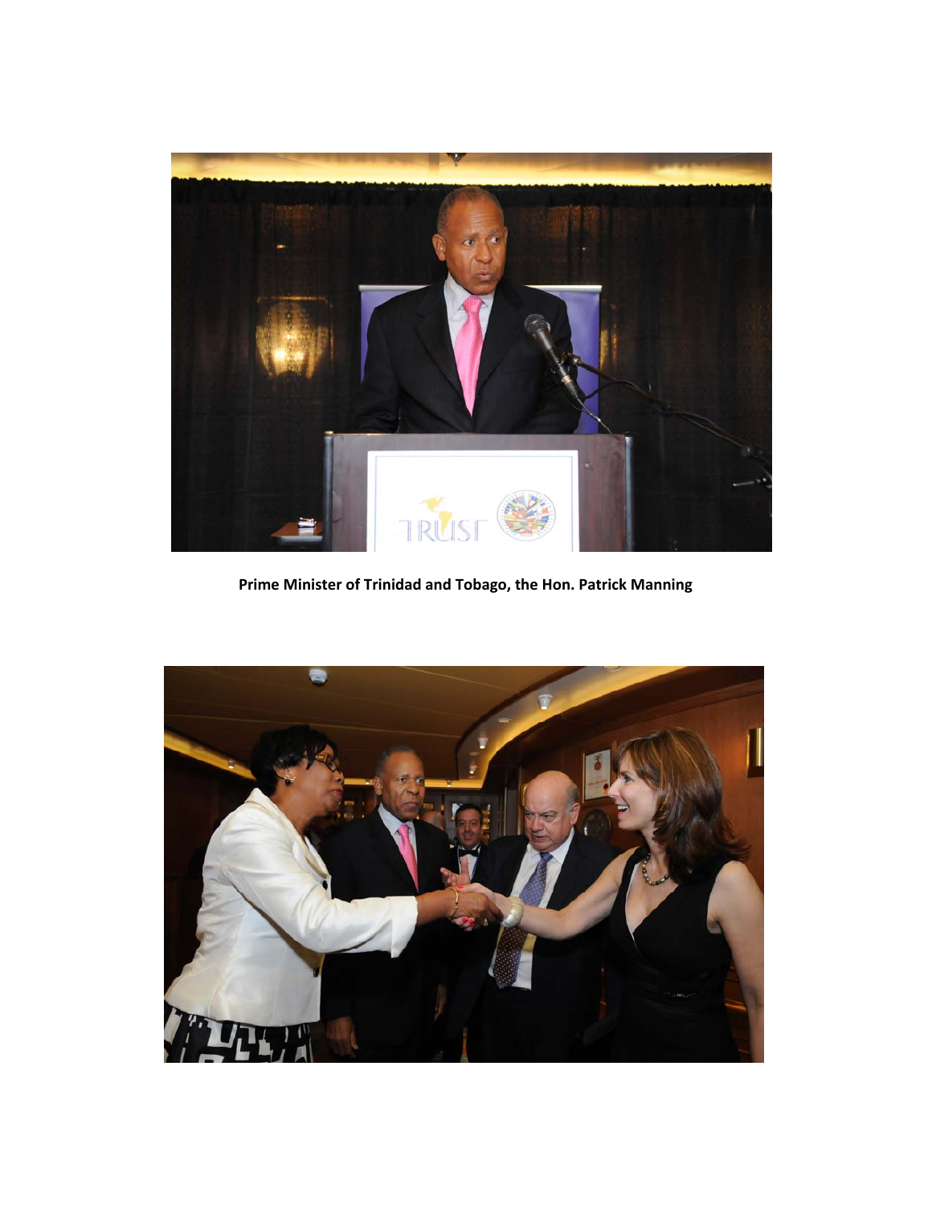**Prime Minister of Trinidad and Tobago, the Hon. Patrick Manning**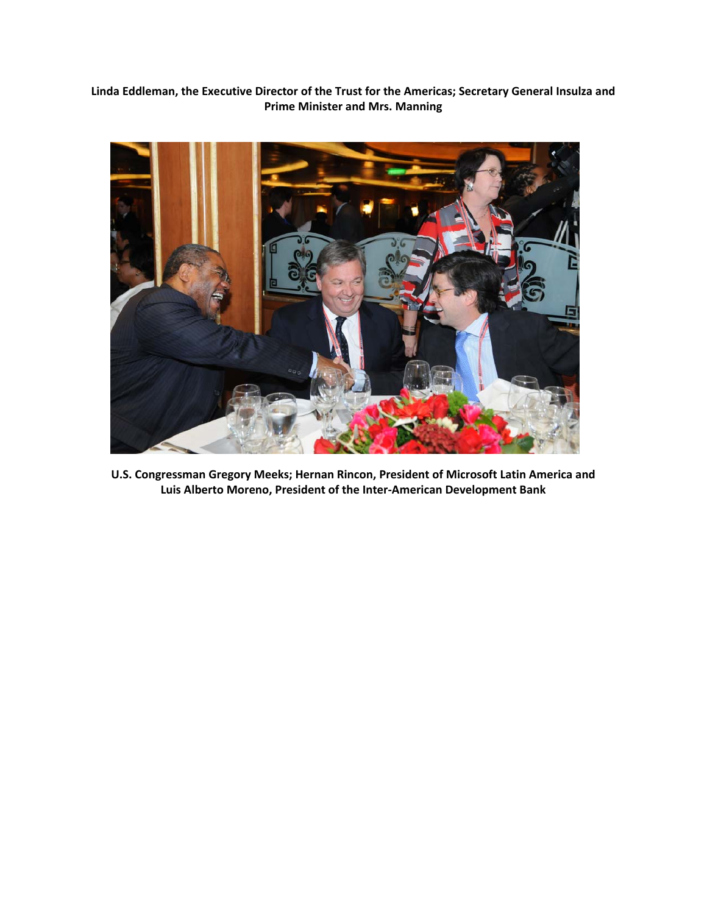**Linda Eddleman, the Executive Director of the Trust for the Americas; Secretary General Insulza and Prime Minister and Mrs. Manning**

**U.S. Congressman Gregory Meeks; Hernan Rincon, President of Microsoft Latin America and Luis Alberto Moreno, President of the Inter-American Development Bank**